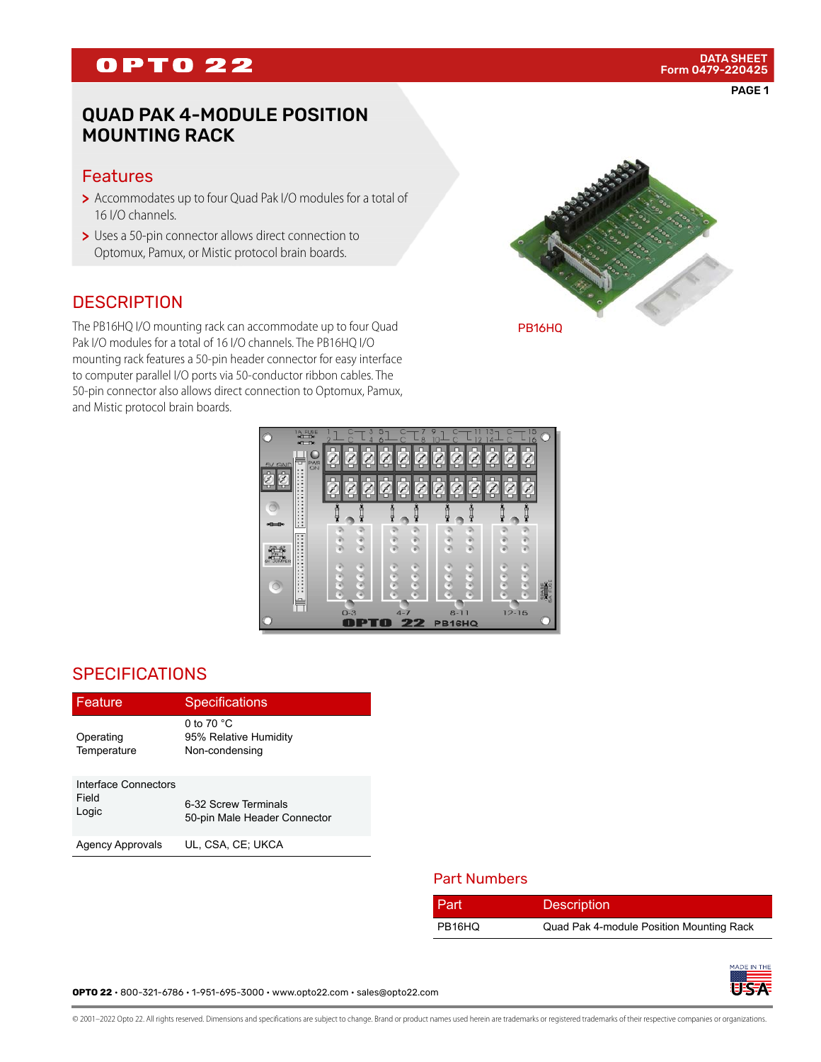# QUAD PAK 4-MODULE POSITION MOUNTING RACK

## Features

- Accommodates up to four Quad Pak I/O modules for a total of 16 I/O channels.
- Uses a 50-pin connector allows direct connection to Optomux, Pamux, or Mistic protocol brain boards.

PB16HQ

## DESCRIPTION

The PB16HQ I/O mounting rack can accommodate up to four Quad Pak I/O modules for a total of 16 I/O channels. The PB16HQ I/O mounting rack features a 50-pin header connector for easy interface to computer parallel I/O ports via 50-conductor ribbon cables. The 50-pin connector also allows direct connection to Optomux, Pamux, and Mistic protocol brain boards.

## SPECIFICATIONS

| Feature | Specifications |
|---|---|
| Operating Temperature | 0 to 70 °C<br>95% Relative Humidity<br>Non-condensing |
| Interface Connectors<br>Field<br>Logic | <br>6-32 Screw Terminals<br>50-pin Male Header Connector |
| Agency Approvals | UL, CSA, CE; UKCA |

## Part Numbers

| Part | Description |
|---|---|
| PB16HQ | Quad Pak 4-module Position Mounting Rack |

**OPTO 22** • 800-321-6786 • 1-951-695-3000 • www.opto22.com • sales@opto22.com

© 2001–2022 Opto 22. All rights reserved. Dimensions and specifications are subject to change. Brand or product names used herein are trademarks or registered trademarks of their respective companies or organizations.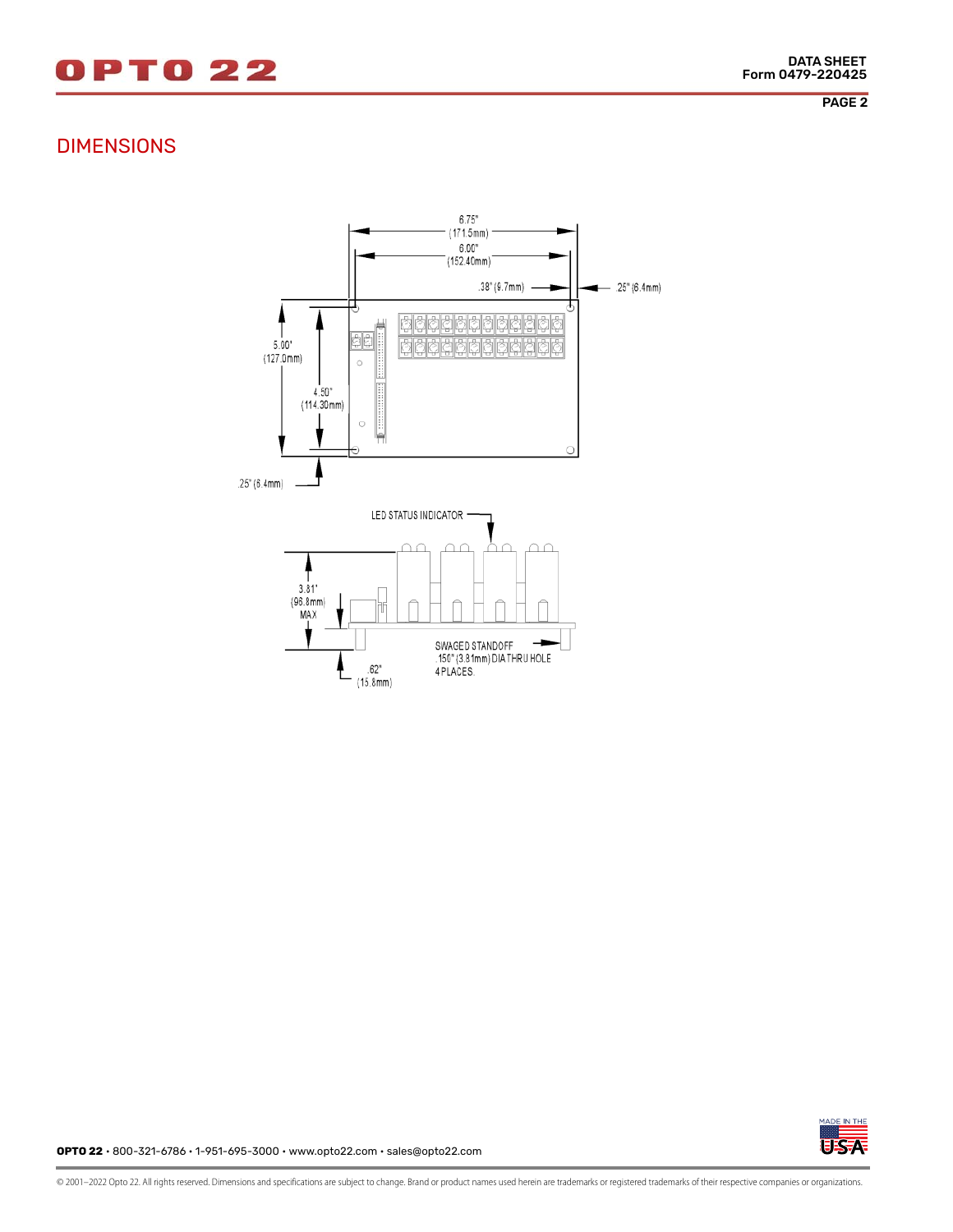## DIMENSIONS

6.75" (171.5mm)

6.00" (152.40mm)

.38" (9.7mm)

.25" (6.4mm)

5.00" (127.0mm)

4.50" (114.30mm)

.25" (6.4mm)

LED STATUS INDICATOR

3.81" (96.8mm) MAX

SWAGED STANDOFF .150" (3.81mm) DIA THRU HOLE 4 PLACES.

.62" (15.8mm)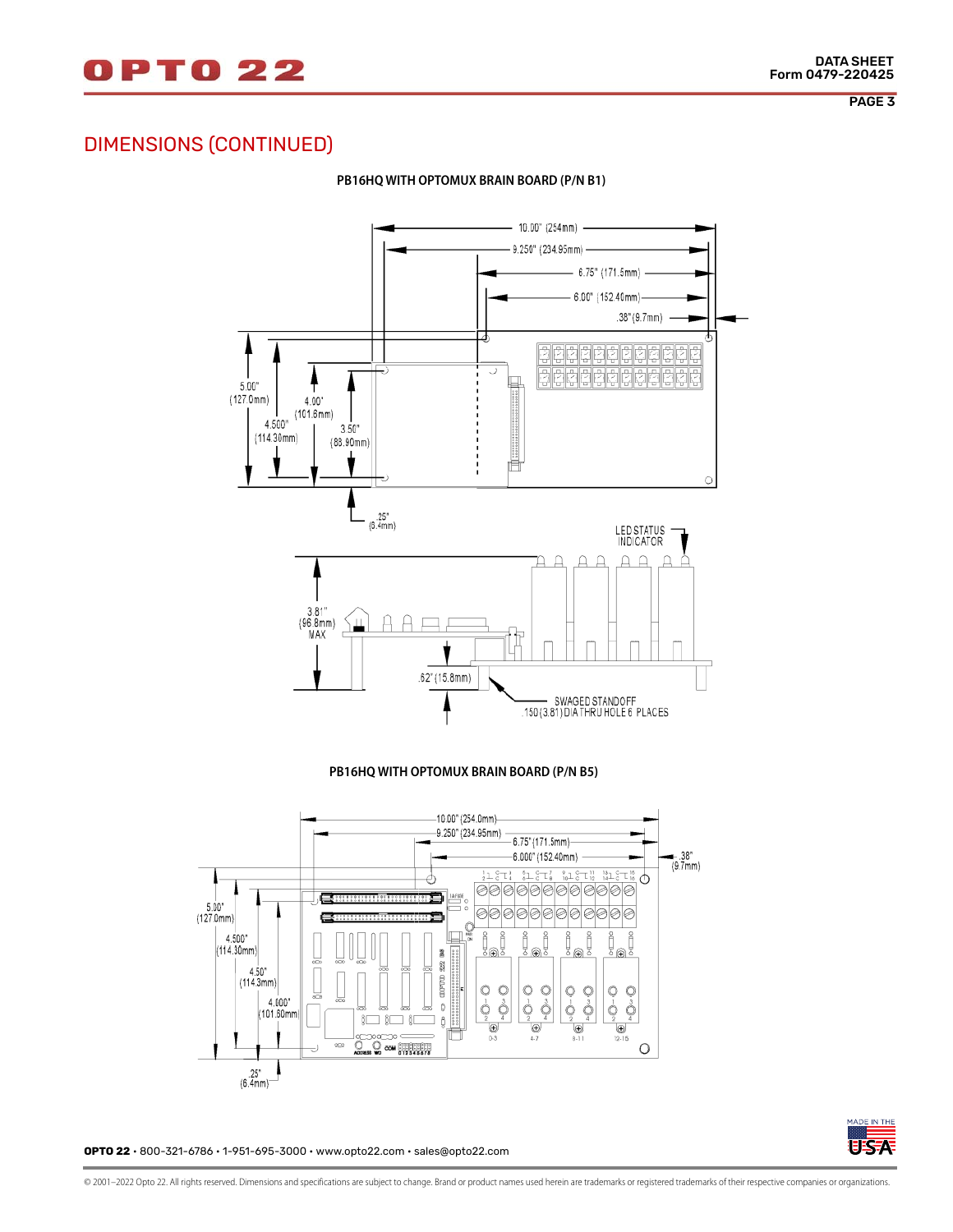## DIMENSIONS (CONTINUED)

**PB16HQ WITH OPTOMUX BRAIN BOARD (P/N B1)**

10.00" (254mm)

9.250" (234.95mm)

6.75" (171.5mm)

6.00" (152.40mm)

.38" (9.7mm)

5.00" (127.0mm)

4.500" (114.30mm)

4.00" (101.6mm)

3.50" (88.90mm)

.25" (6.4mm)

LED STATUS INDICATOR

3.81" (96.8mm) MAX

.62" (15.8mm)

SWAGED STANDOFF .150 (3.81) DIA THRU HOLE 6 PLACES

**PB16HQ WITH OPTOMUX BRAIN BOARD (P/N B5)**

10.00" (254.0mm)

9.250" (234.95mm)

6.75" (171.5mm)

6.000" (152.40mm)

.38" (9.7mm)

5.00" (127.0mm)

4.500" (114.30mm)

4.50" (114.3mm)

4.000" (101.60mm)

.25" (6.4mm)

**OPTO 22** • 800-321-6786 • 1-951-695-3000 • www.opto22.com • sales@opto22.com

© 2001–2022 Opto 22. All rights reserved. Dimensions and specifications are subject to change. Brand or product names used herein are trademarks or registered trademarks of their respective companies or organizations.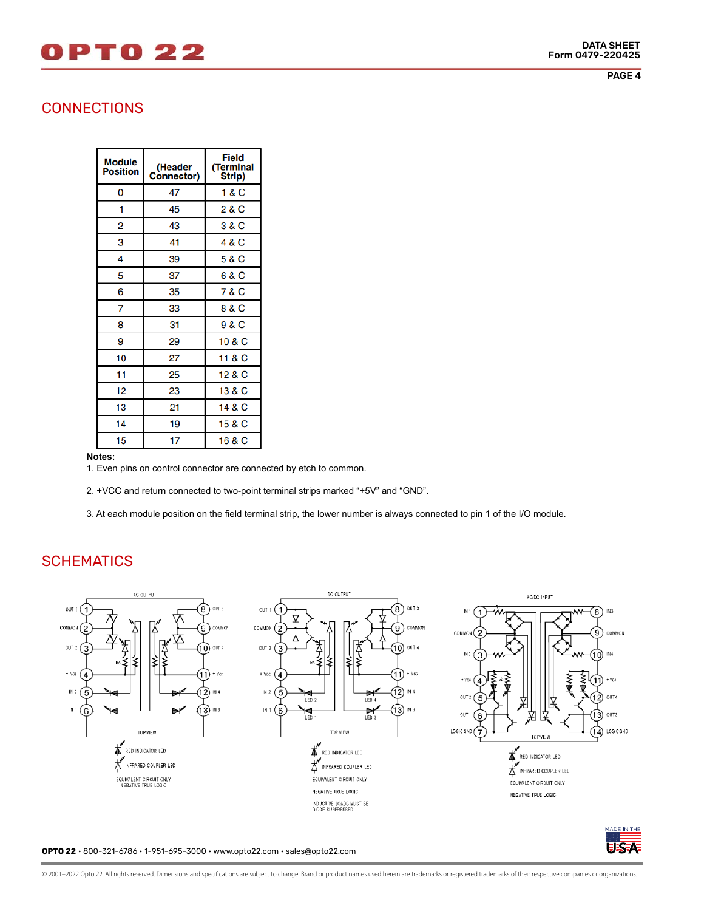## CONNECTIONS

| Module Position | (Header Connector) | Field (Terminal Strip) |
|---|---|---|
| 0 | 47 | 1 & C |
| 1 | 45 | 2 & C |
| 2 | 43 | 3 & C |
| 3 | 41 | 4 & C |
| 4 | 39 | 5 & C |
| 5 | 37 | 6 & C |
| 6 | 35 | 7 & C |
| 7 | 33 | 8 & C |
| 8 | 31 | 9 & C |
| 9 | 29 | 10 & C |
| 10 | 27 | 11 & C |
| 11 | 25 | 12 & C |
| 12 | 23 | 13 & C |
| 13 | 21 | 14 & C |
| 14 | 19 | 15 & C |
| 15 | 17 | 16 & C |

**Notes:**

1. Even pins on control connector are connected by etch to common.
2. +VCC and return connected to two-point terminal strips marked "+5V" and "GND".
3. At each module position on the field terminal strip, the lower number is always connected to pin 1 of the I/O module.

## SCHEMATICS

AC OUTPUT

TOP VIEW

RED INDICATOR LED

INFRARED COUPLER LED

EQUIVALENT CIRCUIT ONLY
NEGATIVE TRUE LOGIC

DC OUTPUT

TOP VIEW

RED INDICATOR LED

INFRARED COUPLER LED

EQUIVALENT CIRCUIT ONLY

NEGATIVE TRUE LOGIC

INDUCTIVE LOADS MUST BE
DIODE SUPPRESSED

AC/DC INPUT

TOP VIEW

RED INDICATOR LED

INFRARED COUPLER LED

EQUIVALENT CIRCUIT ONLY

NEGATIVE TRUE LOGIC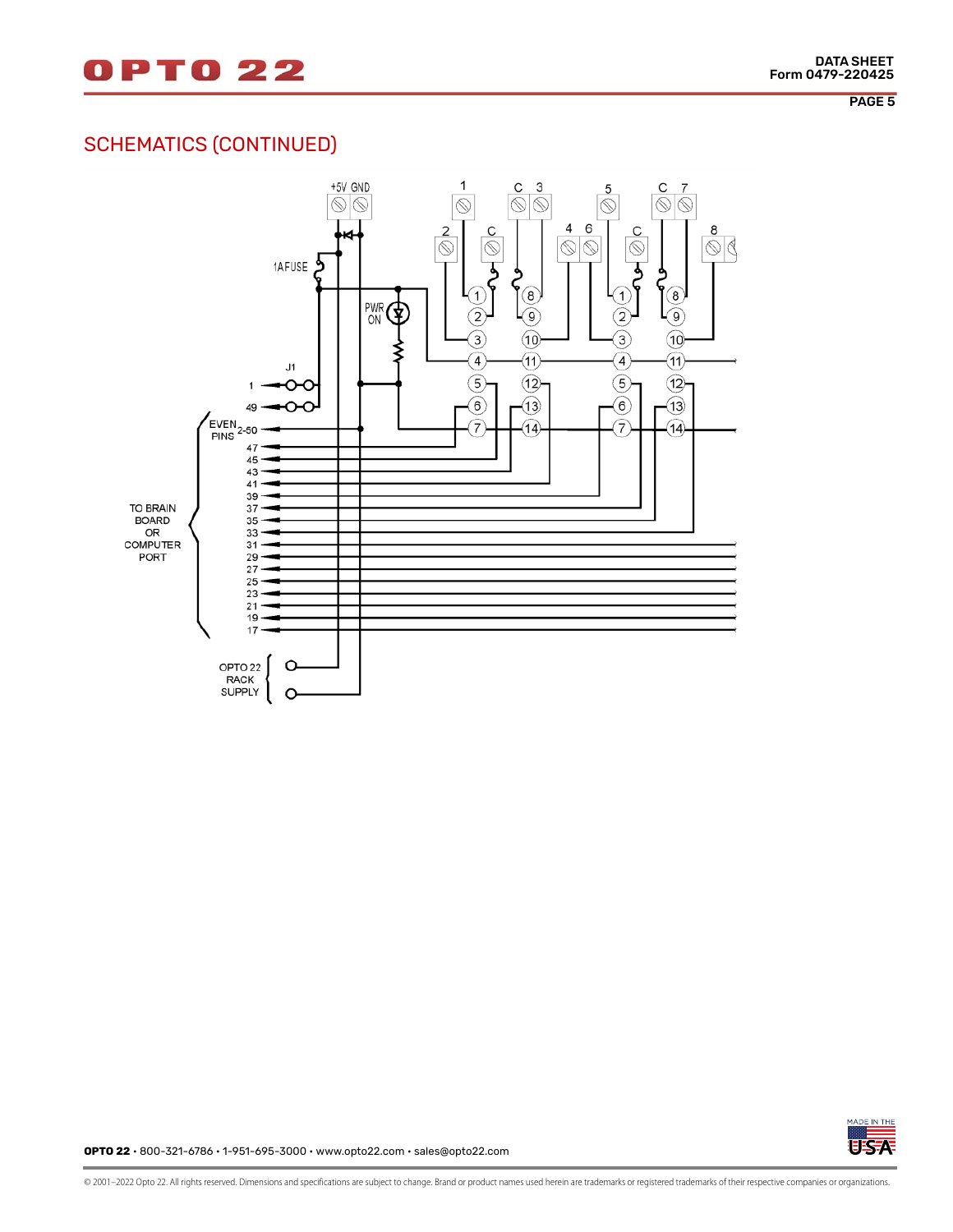## SCHEMATICS (CONTINUED)

+5V GND

1AFUSE

PWR ON

J1

1

49

EVEN PINS 2-50

47
45
43
41
39
37
35
33
31
29
27
25
23
21
19
17

TO BRAIN BOARD OR COMPUTER PORT

OPTO 22 RACK SUPPLY

1 2 C C 3 4 6 5 C C 7 8

1 2 3 4 5 6 7 8 9 10 11 12 13 14

1 2 3 4 5 6 7 8 9 10 11 12 13 14